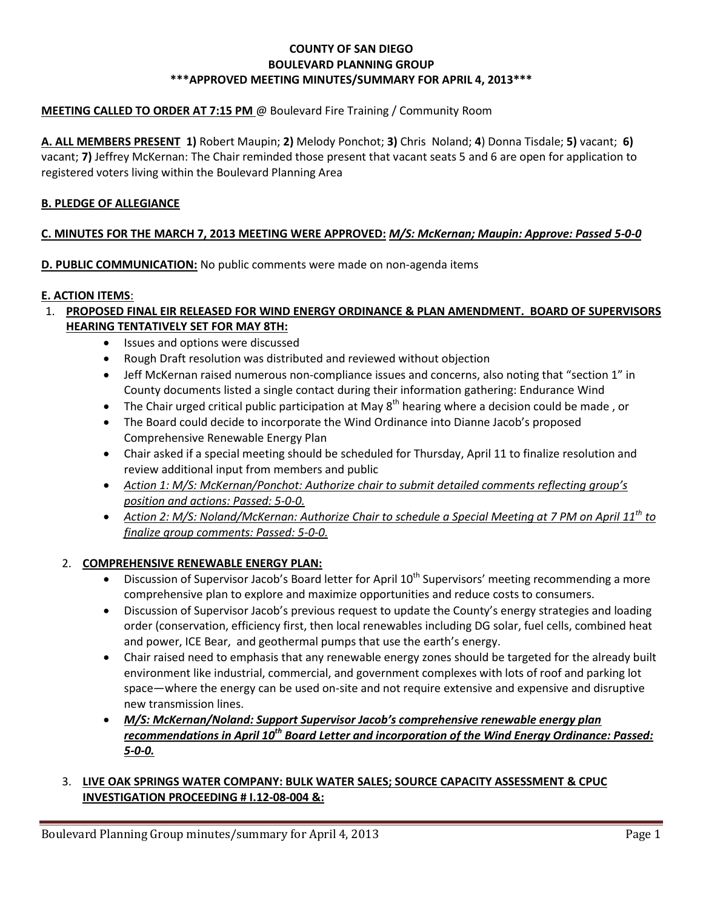**COUNTY OF SAN DIEGO**
**BOULEVARD PLANNING GROUP**
**\*\*\*APPROVED MEETING MINUTES/SUMMARY FOR APRIL 4, 2013\*\*\***

**MEETING CALLED TO ORDER AT 7:15 PM** @ Boulevard Fire Training / Community Room

**A. ALL MEMBERS PRESENT 1)** Robert Maupin; **2)** Melody Ponchot; **3)** Chris Noland; **4**) Donna Tisdale; **5)** vacant; **6)** vacant; **7)** Jeffrey McKernan: The Chair reminded those present that vacant seats 5 and 6 are open for application to registered voters living within the Boulevard Planning Area

**B. PLEDGE OF ALLEGIANCE**

**C. MINUTES FOR THE MARCH 7, 2013 MEETING WERE APPROVED:** ***M/S: McKernan; Maupin: Approve: Passed 5-0-0***

**D. PUBLIC COMMUNICATION:** No public comments were made on non-agenda items

**E. ACTION ITEMS**:

1. **PROPOSED FINAL EIR RELEASED FOR WIND ENERGY ORDINANCE & PLAN AMENDMENT. BOARD OF SUPERVISORS HEARING TENTATIVELY SET FOR MAY 8TH:**
   - Issues and options were discussed
   - Rough Draft resolution was distributed and reviewed without objection
   - Jeff McKernan raised numerous non-compliance issues and concerns, also noting that "section 1" in County documents listed a single contact during their information gathering: Endurance Wind
   - The Chair urged critical public participation at May 8th hearing where a decision could be made , or
   - The Board could decide to incorporate the Wind Ordinance into Dianne Jacob's proposed Comprehensive Renewable Energy Plan
   - Chair asked if a special meeting should be scheduled for Thursday, April 11 to finalize resolution and review additional input from members and public
   - *Action 1: M/S: McKernan/Ponchot: Authorize chair to submit detailed comments reflecting group's position and actions: Passed: 5-0-0.*
   - *Action 2: M/S: Noland/McKernan: Authorize Chair to schedule a Special Meeting at 7 PM on April 11th to finalize group comments: Passed: 5-0-0.*

2. **COMPREHENSIVE RENEWABLE ENERGY PLAN:**
   - Discussion of Supervisor Jacob's Board letter for April 10th Supervisors' meeting recommending a more comprehensive plan to explore and maximize opportunities and reduce costs to consumers.
   - Discussion of Supervisor Jacob's previous request to update the County's energy strategies and loading order (conservation, efficiency first, then local renewables including DG solar, fuel cells, combined heat and power, ICE Bear, and geothermal pumps that use the earth's energy.
   - Chair raised need to emphasis that any renewable energy zones should be targeted for the already built environment like industrial, commercial, and government complexes with lots of roof and parking lot space—where the energy can be used on-site and not require extensive and expensive and disruptive new transmission lines.
   - ***M/S: McKernan/Noland: Support Supervisor Jacob's comprehensive renewable energy plan recommendations in April 10th Board Letter and incorporation of the Wind Energy Ordinance: Passed: 5-0-0.***

3. **LIVE OAK SPRINGS WATER COMPANY: BULK WATER SALES; SOURCE CAPACITY ASSESSMENT & CPUC INVESTIGATION PROCEEDING # I.12-08-004 &:**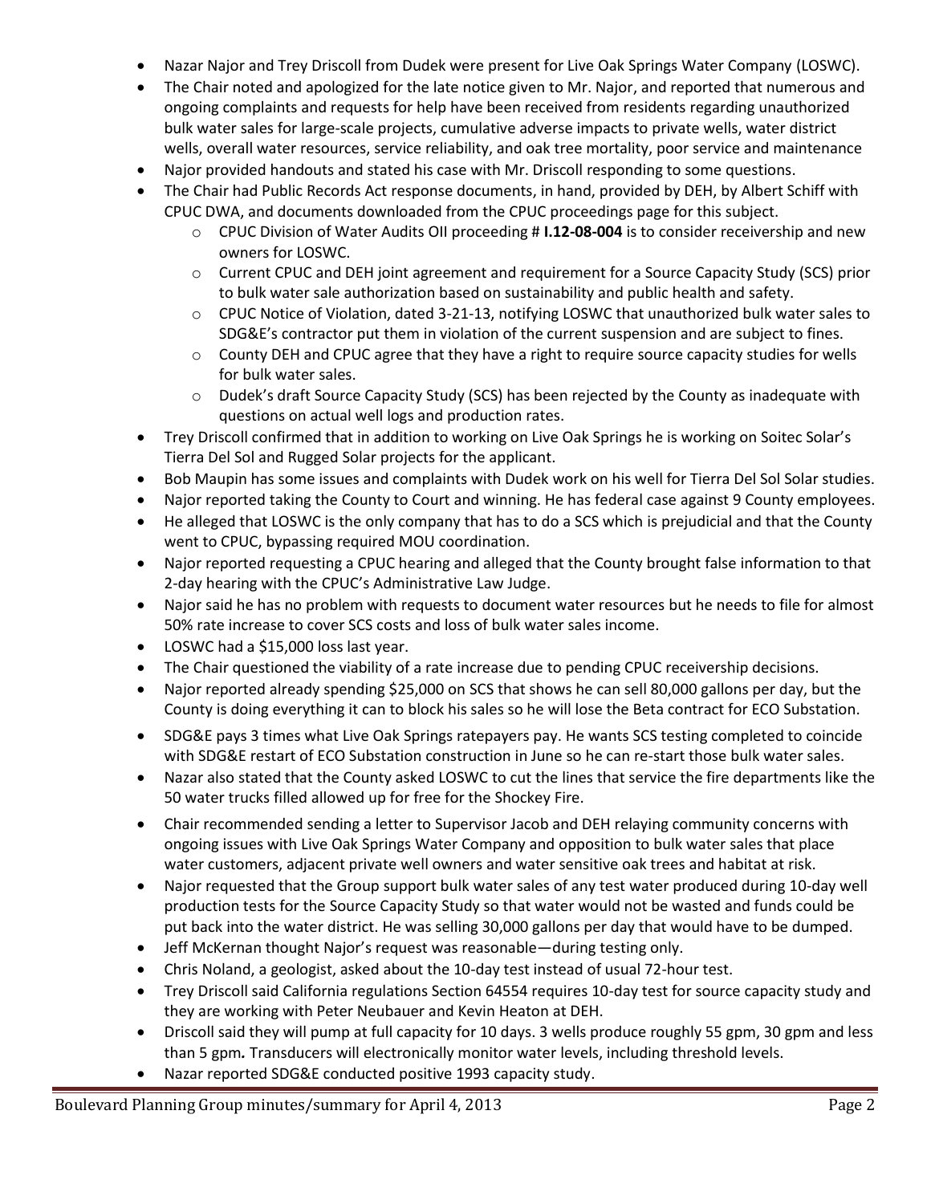- Nazar Najor and Trey Driscoll from Dudek were present for Live Oak Springs Water Company (LOSWC).
- The Chair noted and apologized for the late notice given to Mr. Najor, and reported that numerous and ongoing complaints and requests for help have been received from residents regarding unauthorized bulk water sales for large-scale projects, cumulative adverse impacts to private wells, water district wells, overall water resources, service reliability, and oak tree mortality, poor service and maintenance
- Najor provided handouts and stated his case with Mr. Driscoll responding to some questions.
- The Chair had Public Records Act response documents, in hand, provided by DEH, by Albert Schiff with CPUC DWA, and documents downloaded from the CPUC proceedings page for this subject.
  - CPUC Division of Water Audits OII proceeding # **I.12-08-004** is to consider receivership and new owners for LOSWC.
  - Current CPUC and DEH joint agreement and requirement for a Source Capacity Study (SCS) prior to bulk water sale authorization based on sustainability and public health and safety.
  - CPUC Notice of Violation, dated 3-21-13, notifying LOSWC that unauthorized bulk water sales to SDG&E's contractor put them in violation of the current suspension and are subject to fines.
  - County DEH and CPUC agree that they have a right to require source capacity studies for wells for bulk water sales.
  - Dudek's draft Source Capacity Study (SCS) has been rejected by the County as inadequate with questions on actual well logs and production rates.
- Trey Driscoll confirmed that in addition to working on Live Oak Springs he is working on Soitec Solar's Tierra Del Sol and Rugged Solar projects for the applicant.
- Bob Maupin has some issues and complaints with Dudek work on his well for Tierra Del Sol Solar studies.
- Najor reported taking the County to Court and winning. He has federal case against 9 County employees.
- He alleged that LOSWC is the only company that has to do a SCS which is prejudicial and that the County went to CPUC, bypassing required MOU coordination.
- Najor reported requesting a CPUC hearing and alleged that the County brought false information to that 2-day hearing with the CPUC's Administrative Law Judge.
- Najor said he has no problem with requests to document water resources but he needs to file for almost 50% rate increase to cover SCS costs and loss of bulk water sales income.
- LOSWC had a $15,000 loss last year.
- The Chair questioned the viability of a rate increase due to pending CPUC receivership decisions.
- Najor reported already spending $25,000 on SCS that shows he can sell 80,000 gallons per day, but the County is doing everything it can to block his sales so he will lose the Beta contract for ECO Substation.
- SDG&E pays 3 times what Live Oak Springs ratepayers pay. He wants SCS testing completed to coincide with SDG&E restart of ECO Substation construction in June so he can re-start those bulk water sales.
- Nazar also stated that the County asked LOSWC to cut the lines that service the fire departments like the 50 water trucks filled allowed up for free for the Shockey Fire.
- Chair recommended sending a letter to Supervisor Jacob and DEH relaying community concerns with ongoing issues with Live Oak Springs Water Company and opposition to bulk water sales that place water customers, adjacent private well owners and water sensitive oak trees and habitat at risk.
- Najor requested that the Group support bulk water sales of any test water produced during 10-day well production tests for the Source Capacity Study so that water would not be wasted and funds could be put back into the water district. He was selling 30,000 gallons per day that would have to be dumped.
- Jeff McKernan thought Najor's request was reasonable—during testing only.
- Chris Noland, a geologist, asked about the 10-day test instead of usual 72-hour test.
- Trey Driscoll said California regulations Section 64554 requires 10-day test for source capacity study and they are working with Peter Neubauer and Kevin Heaton at DEH.
- Driscoll said they will pump at full capacity for 10 days. 3 wells produce roughly 55 gpm, 30 gpm and less than 5 gpm. Transducers will electronically monitor water levels, including threshold levels.
- Nazar reported SDG&E conducted positive 1993 capacity study.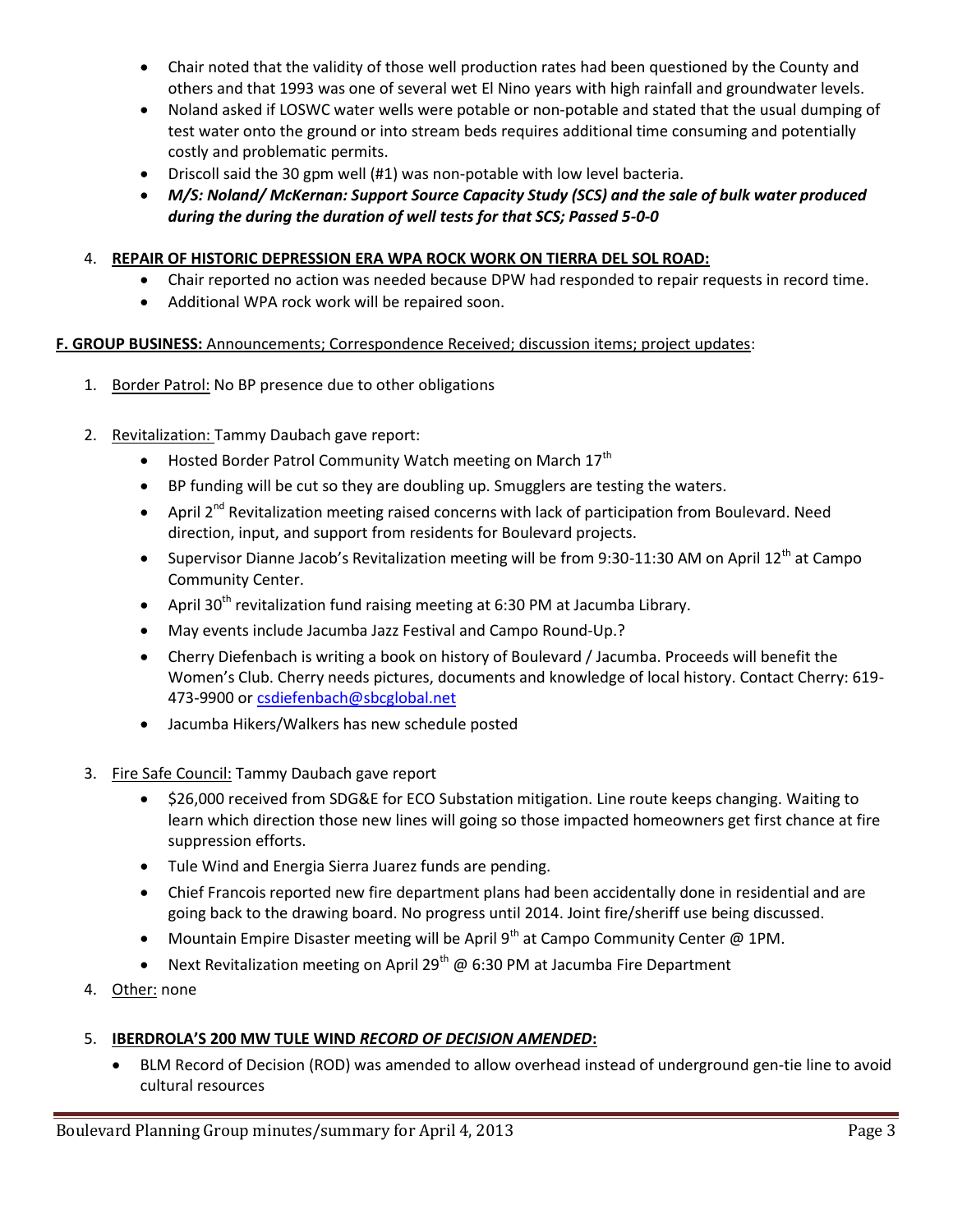- Chair noted that the validity of those well production rates had been questioned by the County and others and that 1993 was one of several wet El Nino years with high rainfall and groundwater levels.
- Noland asked if LOSWC water wells were potable or non-potable and stated that the usual dumping of test water onto the ground or into stream beds requires additional time consuming and potentially costly and problematic permits.
- Driscoll said the 30 gpm well (#1) was non-potable with low level bacteria.
- ***M/S: Noland/ McKernan: Support Source Capacity Study (SCS) and the sale of bulk water produced during the during the duration of well tests for that SCS; Passed 5-0-0***

4. **REPAIR OF HISTORIC DEPRESSION ERA WPA ROCK WORK ON TIERRA DEL SOL ROAD:**
   - Chair reported no action was needed because DPW had responded to repair requests in record time.
   - Additional WPA rock work will be repaired soon.

**F. GROUP BUSINESS:** Announcements; Correspondence Received; discussion items; project updates:

1. Border Patrol: No BP presence due to other obligations

2. Revitalization: Tammy Daubach gave report:
   - Hosted Border Patrol Community Watch meeting on March 17th
   - BP funding will be cut so they are doubling up. Smugglers are testing the waters.
   - April 2nd Revitalization meeting raised concerns with lack of participation from Boulevard. Need direction, input, and support from residents for Boulevard projects.
   - Supervisor Dianne Jacob's Revitalization meeting will be from 9:30-11:30 AM on April 12th at Campo Community Center.
   - April 30th revitalization fund raising meeting at 6:30 PM at Jacumba Library.
   - May events include Jacumba Jazz Festival and Campo Round-Up.?
   - Cherry Diefenbach is writing a book on history of Boulevard / Jacumba. Proceeds will benefit the Women's Club. Cherry needs pictures, documents and knowledge of local history. Contact Cherry: 619-473-9900 or csdiefenbach@sbcglobal.net
   - Jacumba Hikers/Walkers has new schedule posted

3. Fire Safe Council: Tammy Daubach gave report
   - $26,000 received from SDG&E for ECO Substation mitigation. Line route keeps changing. Waiting to learn which direction those new lines will going so those impacted homeowners get first chance at fire suppression efforts.
   - Tule Wind and Energia Sierra Juarez funds are pending.
   - Chief Francois reported new fire department plans had been accidentally done in residential and are going back to the drawing board. No progress until 2014. Joint fire/sheriff use being discussed.
   - Mountain Empire Disaster meeting will be April 9th at Campo Community Center @ 1PM.
   - Next Revitalization meeting on April 29th @ 6:30 PM at Jacumba Fire Department

4. Other: none

5. **IBERDROLA'S 200 MW TULE WIND *RECORD OF DECISION AMENDED*:**
   - BLM Record of Decision (ROD) was amended to allow overhead instead of underground gen-tie line to avoid cultural resources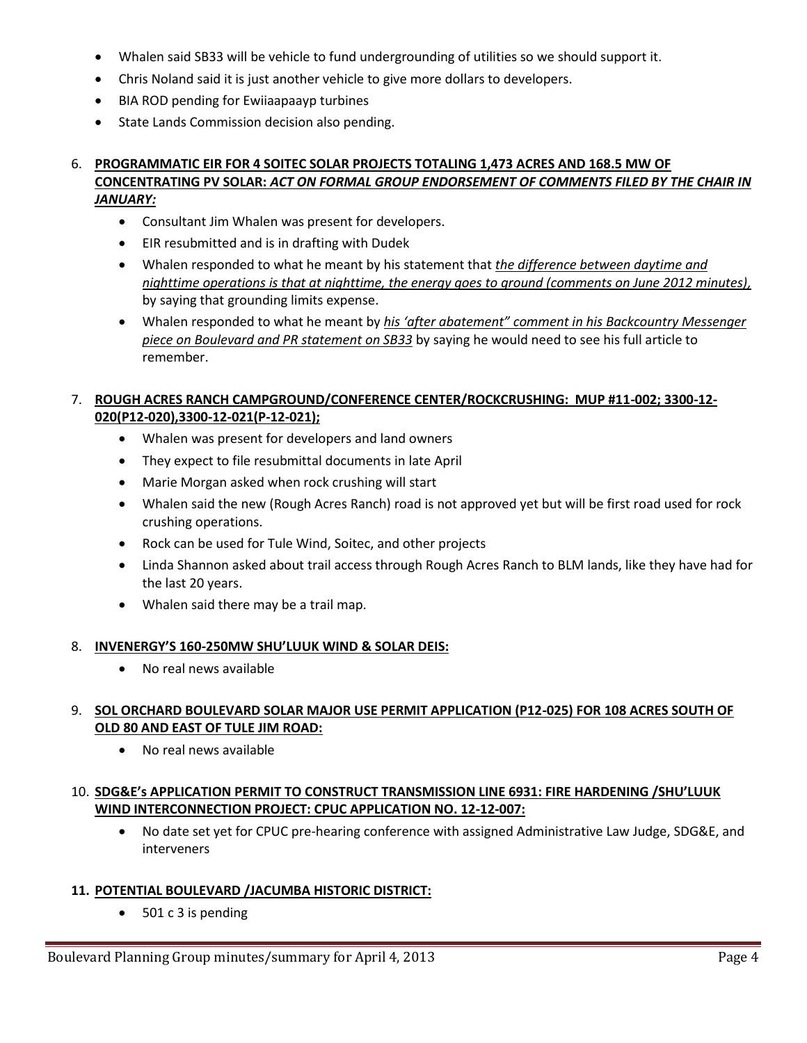- Whalen said SB33 will be vehicle to fund undergrounding of utilities so we should support it.
- Chris Noland said it is just another vehicle to give more dollars to developers.
- BIA ROD pending for Ewiiaapaayp turbines
- State Lands Commission decision also pending.

6. **PROGRAMMATIC EIR FOR 4 SOITEC SOLAR PROJECTS TOTALING 1,473 ACRES AND 168.5 MW OF CONCENTRATING PV SOLAR: *ACT ON FORMAL GROUP ENDORSEMENT OF COMMENTS FILED BY THE CHAIR IN JANUARY:***
    - Consultant Jim Whalen was present for developers.
    - EIR resubmitted and is in drafting with Dudek
    - Whalen responded to what he meant by his statement that *the difference between daytime and nighttime operations is that at nighttime, the energy goes to ground (comments on June 2012 minutes),* by saying that grounding limits expense.
    - Whalen responded to what he meant by *his 'after abatement" comment in his Backcountry Messenger piece on Boulevard and PR statement on SB33* by saying he would need to see his full article to remember.

7. **ROUGH ACRES RANCH CAMPGROUND/CONFERENCE CENTER/ROCKCRUSHING: MUP #11-002; 3300-12-020(P12-020),3300-12-021(P-12-021);**
    - Whalen was present for developers and land owners
    - They expect to file resubmittal documents in late April
    - Marie Morgan asked when rock crushing will start
    - Whalen said the new (Rough Acres Ranch) road is not approved yet but will be first road used for rock crushing operations.
    - Rock can be used for Tule Wind, Soitec, and other projects
    - Linda Shannon asked about trail access through Rough Acres Ranch to BLM lands, like they have had for the last 20 years.
    - Whalen said there may be a trail map.

8. **INVENERGY'S 160-250MW SHU'LUUK WIND & SOLAR DEIS:**
    - No real news available

9. **SOL ORCHARD BOULEVARD SOLAR MAJOR USE PERMIT APPLICATION (P12-025) FOR 108 ACRES SOUTH OF OLD 80 AND EAST OF TULE JIM ROAD:**
    - No real news available

10. **SDG&E's APPLICATION PERMIT TO CONSTRUCT TRANSMISSION LINE 6931: FIRE HARDENING /SHU'LUUK WIND INTERCONNECTION PROJECT: CPUC APPLICATION NO. 12-12-007:**
    - No date set yet for CPUC pre-hearing conference with assigned Administrative Law Judge, SDG&E, and interveners

11. **POTENTIAL BOULEVARD /JACUMBA HISTORIC DISTRICT:**
    - 501 c 3 is pending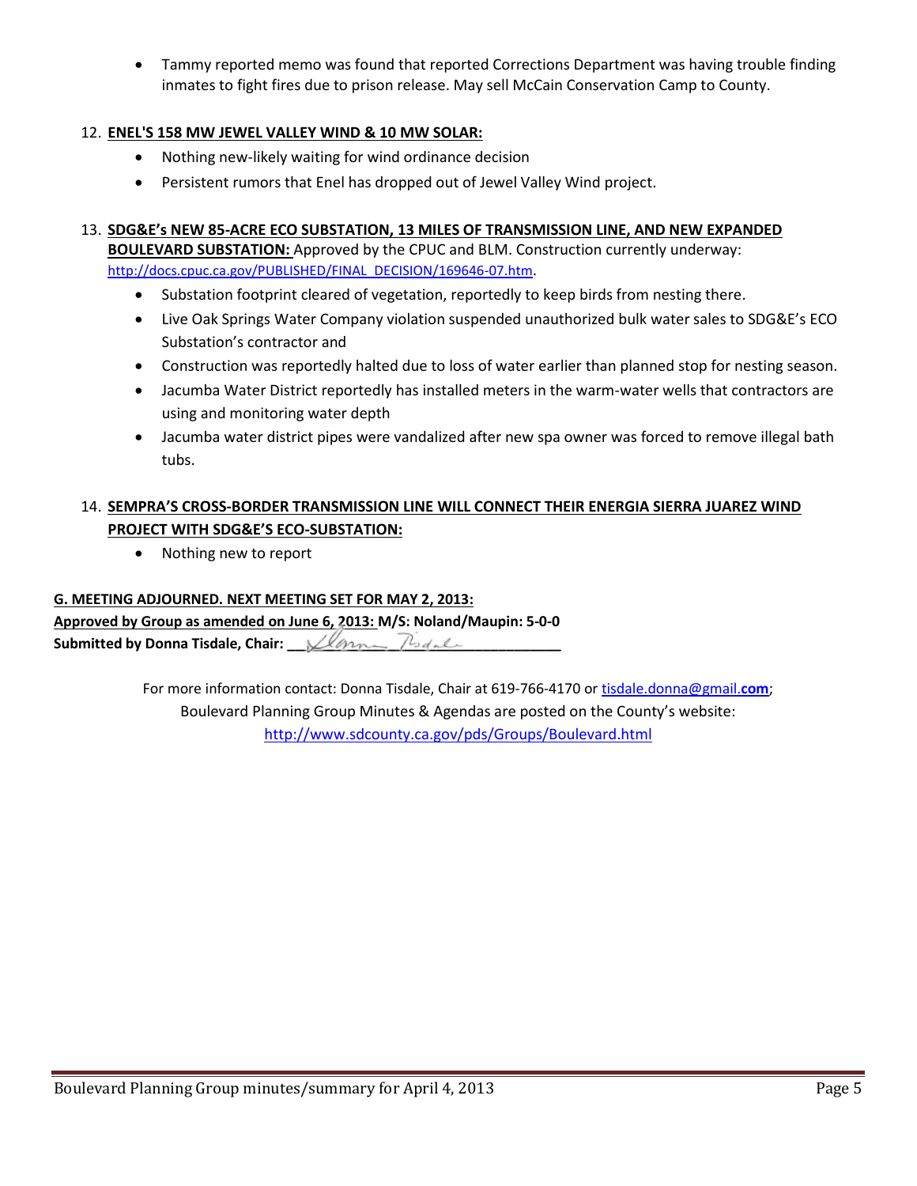- Tammy reported memo was found that reported Corrections Department was having trouble finding inmates to fight fires due to prison release. May sell McCain Conservation Camp to County.

12. **ENEL'S 158 MW JEWEL VALLEY WIND & 10 MW SOLAR:**
    - Nothing new-likely waiting for wind ordinance decision
    - Persistent rumors that Enel has dropped out of Jewel Valley Wind project.

13. **SDG&E's NEW 85-ACRE ECO SUBSTATION, 13 MILES OF TRANSMISSION LINE, AND NEW EXPANDED BOULEVARD SUBSTATION:** Approved by the CPUC and BLM. Construction currently underway: http://docs.cpuc.ca.gov/PUBLISHED/FINAL_DECISION/169646-07.htm.
    - Substation footprint cleared of vegetation, reportedly to keep birds from nesting there.
    - Live Oak Springs Water Company violation suspended unauthorized bulk water sales to SDG&E's ECO Substation's contractor and
    - Construction was reportedly halted due to loss of water earlier than planned stop for nesting season.
    - Jacumba Water District reportedly has installed meters in the warm-water wells that contractors are using and monitoring water depth
    - Jacumba water district pipes were vandalized after new spa owner was forced to remove illegal bath tubs.

14. **SEMPRA'S CROSS-BORDER TRANSMISSION LINE WILL CONNECT THEIR ENERGIA SIERRA JUAREZ WIND PROJECT WITH SDG&E'S ECO-SUBSTATION:**
    - Nothing new to report

**G. MEETING ADJOURNED. NEXT MEETING SET FOR MAY 2, 2013:**
**Approved by Group as amended on June 6, 2013: M/S: Noland/Maupin: 5-0-0**
**Submitted by Donna Tisdale, Chair:** ___Donna Tisdale___

For more information contact: Donna Tisdale, Chair at 619-766-4170 or tisdale.donna@gmail.com;
Boulevard Planning Group Minutes & Agendas are posted on the County's website:
http://www.sdcounty.ca.gov/pds/Groups/Boulevard.html